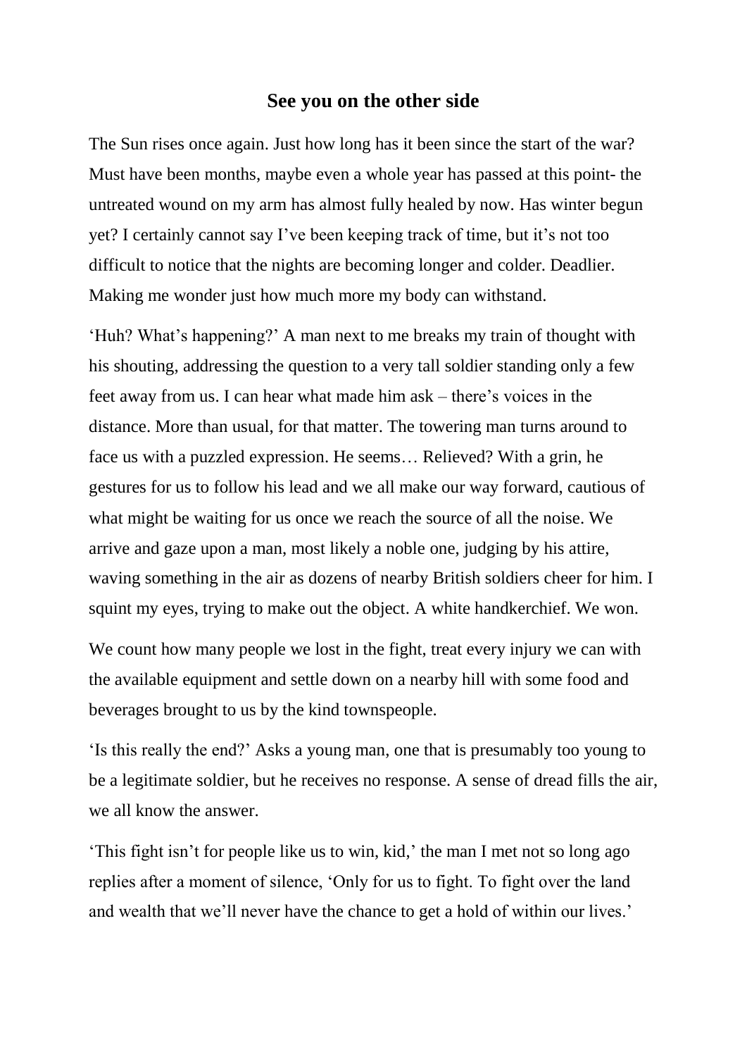# See you on the other side

The Sun rises once again. Just how long has it been since the start of the war? Must have been months, maybe even a whole year has passed at this point- the untreated wound on my arm has almost fully healed by now. Has winter begun yet? I certainly cannot say I've been keeping track of time, but it's not too difficult to notice that the nights are becoming longer and colder. Deadlier. Making me wonder just how much more my body can withstand.

'Huh? What's happening?' A man next to me breaks my train of thought with his shouting, addressing the question to a very tall soldier standing only a few feet away from us. I can hear what made him ask – there's voices in the distance. More than usual, for that matter. The towering man turns around to face us with a puzzled expression. He seems… Relieved? With a grin, he gestures for us to follow his lead and we all make our way forward, cautious of what might be waiting for us once we reach the source of all the noise. We arrive and gaze upon a man, most likely a noble one, judging by his attire, waving something in the air as dozens of nearby British soldiers cheer for him. I squint my eyes, trying to make out the object. A white handkerchief. We won.

We count how many people we lost in the fight, treat every injury we can with the available equipment and settle down on a nearby hill with some food and beverages brought to us by the kind townspeople.

'Is this really the end?' Asks a young man, one that is presumably too young to be a legitimate soldier, but he receives no response. A sense of dread fills the air, we all know the answer.

'This fight isn't for people like us to win, kid,' the man I met not so long ago replies after a moment of silence, 'Only for us to fight. To fight over the land and wealth that we'll never have the chance to get a hold of within our lives.'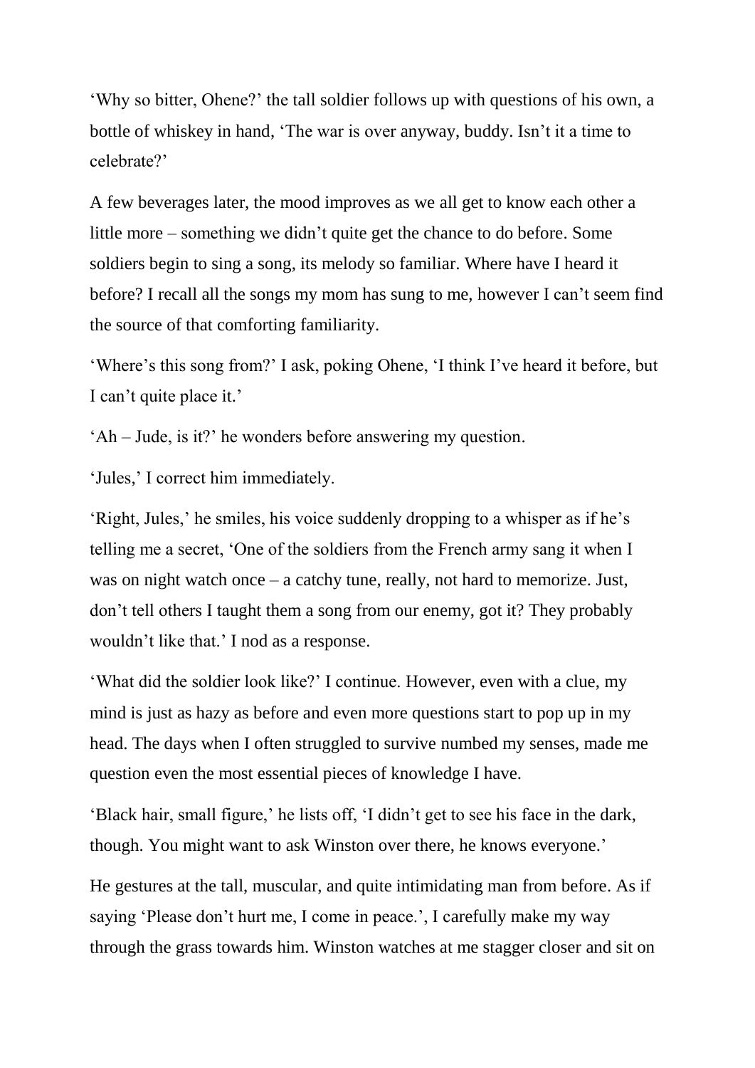'Why so bitter, Ohene?' the tall soldier follows up with questions of his own, a bottle of whiskey in hand, 'The war is over anyway, buddy. Isn't it a time to celebrate?'

A few beverages later, the mood improves as we all get to know each other a little more – something we didn't quite get the chance to do before. Some soldiers begin to sing a song, its melody so familiar. Where have I heard it before? I recall all the songs my mom has sung to me, however I can't seem find the source of that comforting familiarity.

'Where's this song from?' I ask, poking Ohene, 'I think I've heard it before, but I can't quite place it.'

'Ah – Jude, is it?' he wonders before answering my question.

'Jules,' I correct him immediately.

'Right, Jules,' he smiles, his voice suddenly dropping to a whisper as if he's telling me a secret, 'One of the soldiers from the French army sang it when I was on night watch once – a catchy tune, really, not hard to memorize. Just, don't tell others I taught them a song from our enemy, got it? They probably wouldn't like that.' I nod as a response.

'What did the soldier look like?' I continue. However, even with a clue, my mind is just as hazy as before and even more questions start to pop up in my head. The days when I often struggled to survive numbed my senses, made me question even the most essential pieces of knowledge I have.

'Black hair, small figure,' he lists off, 'I didn't get to see his face in the dark, though. You might want to ask Winston over there, he knows everyone.'

He gestures at the tall, muscular, and quite intimidating man from before. As if saying 'Please don't hurt me, I come in peace.', I carefully make my way through the grass towards him. Winston watches at me stagger closer and sit on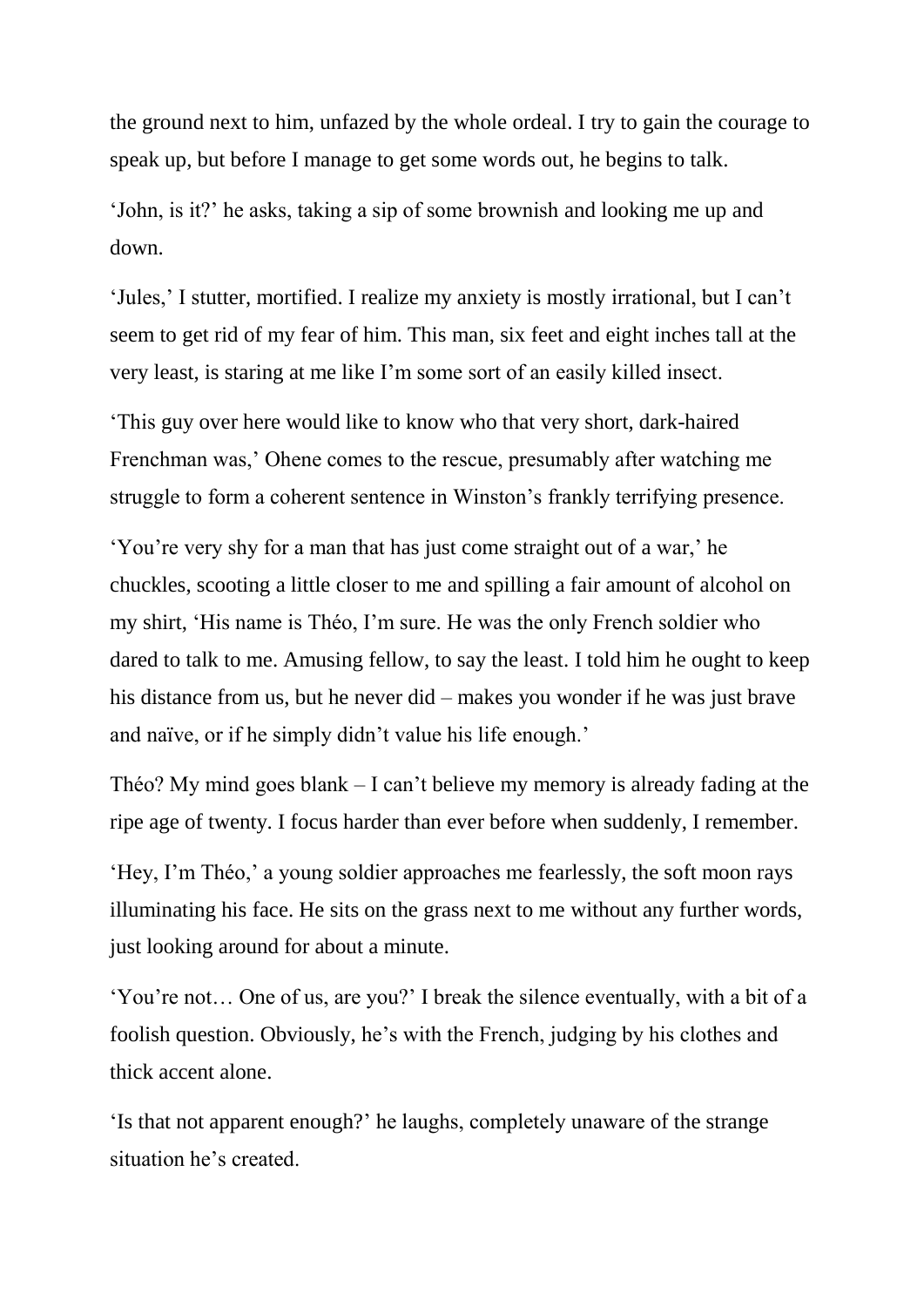the ground next to him, unfazed by the whole ordeal. I try to gain the courage to speak up, but before I manage to get some words out, he begins to talk.

'John, is it?' he asks, taking a sip of some brownish and looking me up and down.

'Jules,' I stutter, mortified. I realize my anxiety is mostly irrational, but I can't seem to get rid of my fear of him. This man, six feet and eight inches tall at the very least, is staring at me like I'm some sort of an easily killed insect.

'This guy over here would like to know who that very short, dark-haired Frenchman was,' Ohene comes to the rescue, presumably after watching me struggle to form a coherent sentence in Winston's frankly terrifying presence.

'You're very shy for a man that has just come straight out of a war,' he chuckles, scooting a little closer to me and spilling a fair amount of alcohol on my shirt, 'His name is Théo, I'm sure. He was the only French soldier who dared to talk to me. Amusing fellow, to say the least. I told him he ought to keep his distance from us, but he never did – makes you wonder if he was just brave and naïve, or if he simply didn't value his life enough.'

Théo? My mind goes blank – I can't believe my memory is already fading at the ripe age of twenty. I focus harder than ever before when suddenly, I remember.

'Hey, I'm Théo,' a young soldier approaches me fearlessly, the soft moon rays illuminating his face. He sits on the grass next to me without any further words, just looking around for about a minute.

'You're not… One of us, are you?' I break the silence eventually, with a bit of a foolish question. Obviously, he's with the French, judging by his clothes and thick accent alone.

'Is that not apparent enough?' he laughs, completely unaware of the strange situation he's created.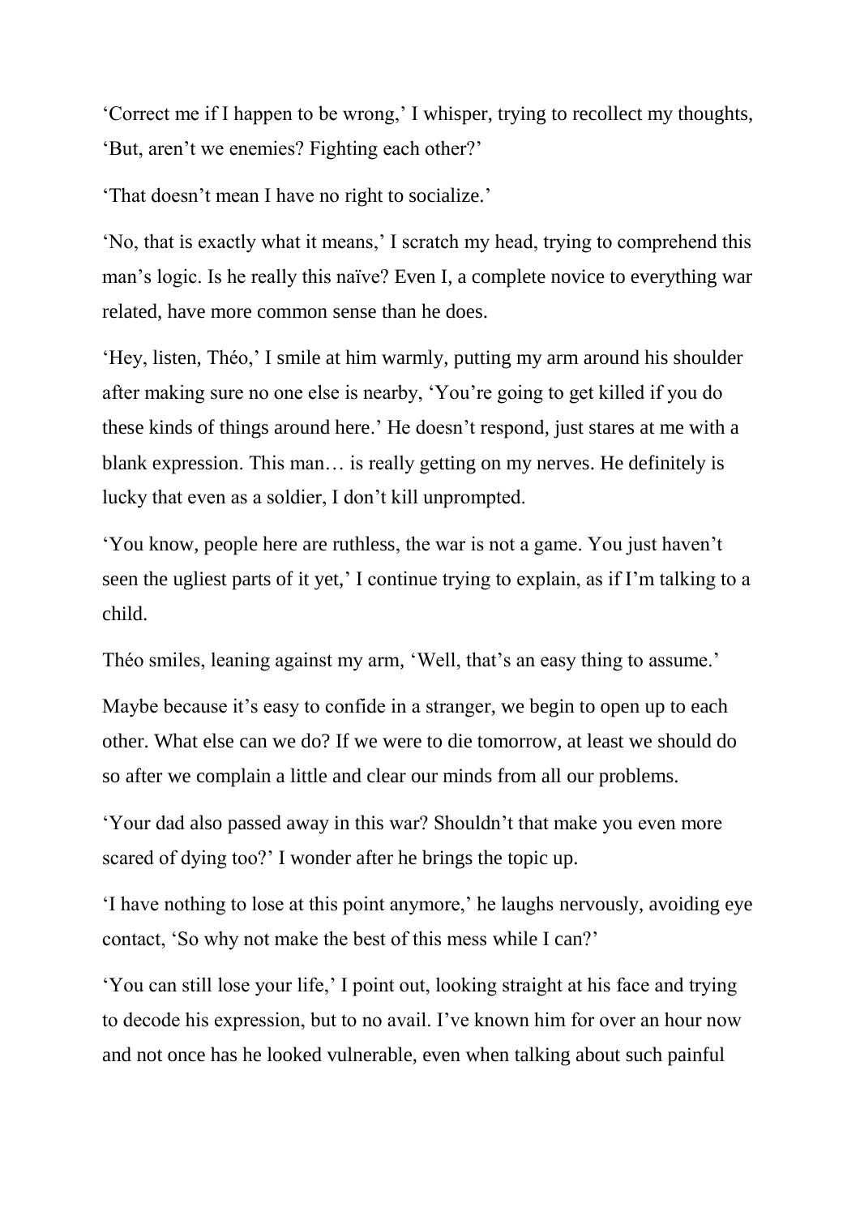'Correct me if I happen to be wrong,' I whisper, trying to recollect my thoughts, 'But, aren't we enemies? Fighting each other?'

'That doesn't mean I have no right to socialize.'

'No, that is exactly what it means,' I scratch my head, trying to comprehend this man's logic. Is he really this naïve? Even I, a complete novice to everything war related, have more common sense than he does.

'Hey, listen, Théo,' I smile at him warmly, putting my arm around his shoulder after making sure no one else is nearby, 'You're going to get killed if you do these kinds of things around here.' He doesn't respond, just stares at me with a blank expression. This man… is really getting on my nerves. He definitely is lucky that even as a soldier, I don't kill unprompted.

'You know, people here are ruthless, the war is not a game. You just haven't seen the ugliest parts of it yet,' I continue trying to explain, as if I'm talking to a child.

Théo smiles, leaning against my arm, 'Well, that's an easy thing to assume.'

Maybe because it's easy to confide in a stranger, we begin to open up to each other. What else can we do? If we were to die tomorrow, at least we should do so after we complain a little and clear our minds from all our problems.

'Your dad also passed away in this war? Shouldn't that make you even more scared of dying too?' I wonder after he brings the topic up.

'I have nothing to lose at this point anymore,' he laughs nervously, avoiding eye contact, 'So why not make the best of this mess while I can?'

'You can still lose your life,' I point out, looking straight at his face and trying to decode his expression, but to no avail. I've known him for over an hour now and not once has he looked vulnerable, even when talking about such painful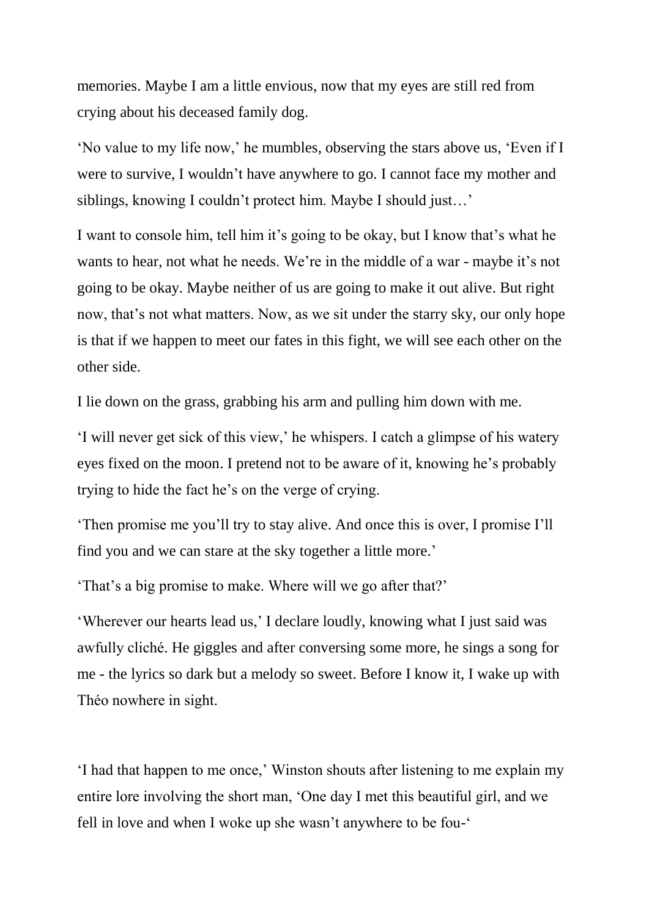memories. Maybe I am a little envious, now that my eyes are still red from crying about his deceased family dog.

'No value to my life now,' he mumbles, observing the stars above us, 'Even if I were to survive, I wouldn't have anywhere to go. I cannot face my mother and siblings, knowing I couldn't protect him. Maybe I should just…'

I want to console him, tell him it's going to be okay, but I know that's what he wants to hear, not what he needs. We're in the middle of a war - maybe it's not going to be okay. Maybe neither of us are going to make it out alive. But right now, that's not what matters. Now, as we sit under the starry sky, our only hope is that if we happen to meet our fates in this fight, we will see each other on the other side.

I lie down on the grass, grabbing his arm and pulling him down with me.

'I will never get sick of this view,' he whispers. I catch a glimpse of his watery eyes fixed on the moon. I pretend not to be aware of it, knowing he's probably trying to hide the fact he's on the verge of crying.

'Then promise me you'll try to stay alive. And once this is over, I promise I'll find you and we can stare at the sky together a little more.'

'That's a big promise to make. Where will we go after that?'

'Wherever our hearts lead us,' I declare loudly, knowing what I just said was awfully cliché. He giggles and after conversing some more, he sings a song for me - the lyrics so dark but a melody so sweet. Before I know it, I wake up with Théo nowhere in sight.

'I had that happen to me once,' Winston shouts after listening to me explain my entire lore involving the short man, 'One day I met this beautiful girl, and we fell in love and when I woke up she wasn't anywhere to be fou-'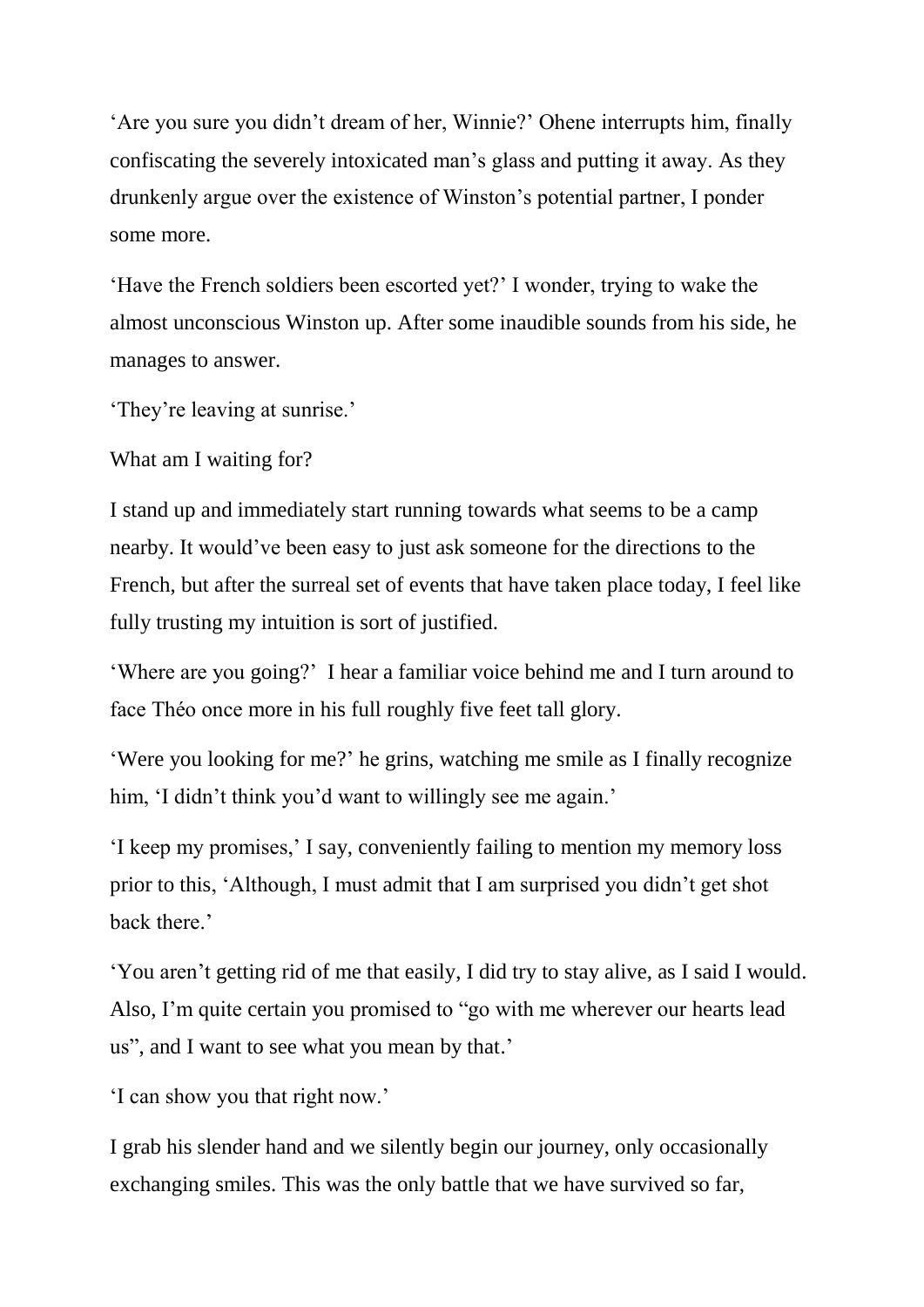'Are you sure you didn't dream of her, Winnie?' Ohene interrupts him, finally confiscating the severely intoxicated man's glass and putting it away. As they drunkenly argue over the existence of Winston's potential partner, I ponder some more.

'Have the French soldiers been escorted yet?' I wonder, trying to wake the almost unconscious Winston up. After some inaudible sounds from his side, he manages to answer.

'They're leaving at sunrise.'

What am I waiting for?

I stand up and immediately start running towards what seems to be a camp nearby. It would've been easy to just ask someone for the directions to the French, but after the surreal set of events that have taken place today, I feel like fully trusting my intuition is sort of justified.

'Where are you going?' I hear a familiar voice behind me and I turn around to face Théo once more in his full roughly five feet tall glory.

'Were you looking for me?' he grins, watching me smile as I finally recognize him, 'I didn't think you'd want to willingly see me again.'

'I keep my promises,' I say, conveniently failing to mention my memory loss prior to this, 'Although, I must admit that I am surprised you didn't get shot back there.'

'You aren't getting rid of me that easily, I did try to stay alive, as I said I would. Also, I'm quite certain you promised to "go with me wherever our hearts lead us", and I want to see what you mean by that.'

'I can show you that right now.'

I grab his slender hand and we silently begin our journey, only occasionally exchanging smiles. This was the only battle that we have survived so far,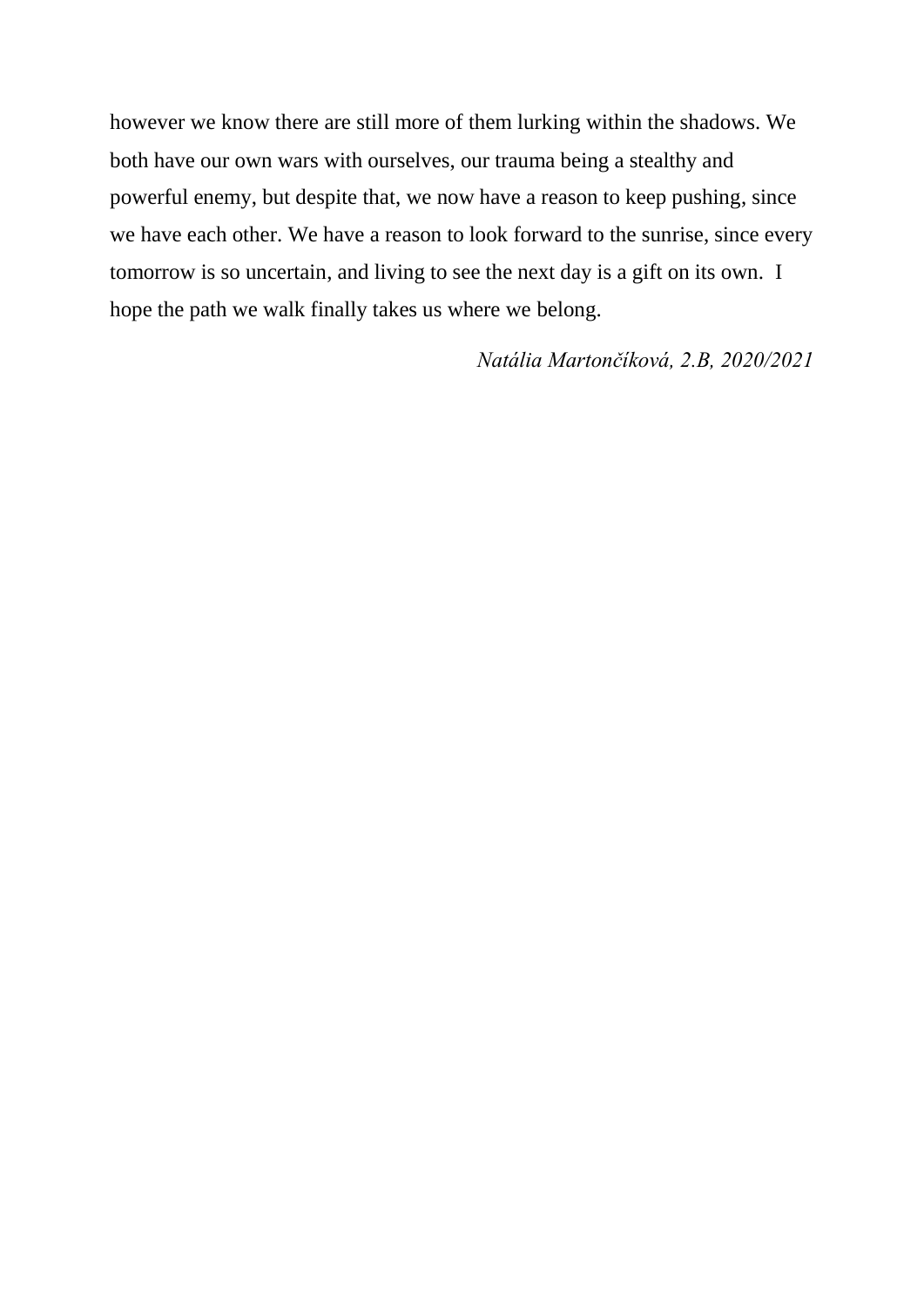however we know there are still more of them lurking within the shadows. We both have our own wars with ourselves, our trauma being a stealthy and powerful enemy, but despite that, we now have a reason to keep pushing, since we have each other. We have a reason to look forward to the sunrise, since every tomorrow is so uncertain, and living to see the next day is a gift on its own. I hope the path we walk finally takes us where we belong.

*Natália Martončíková, 2.B, 2020/2021*